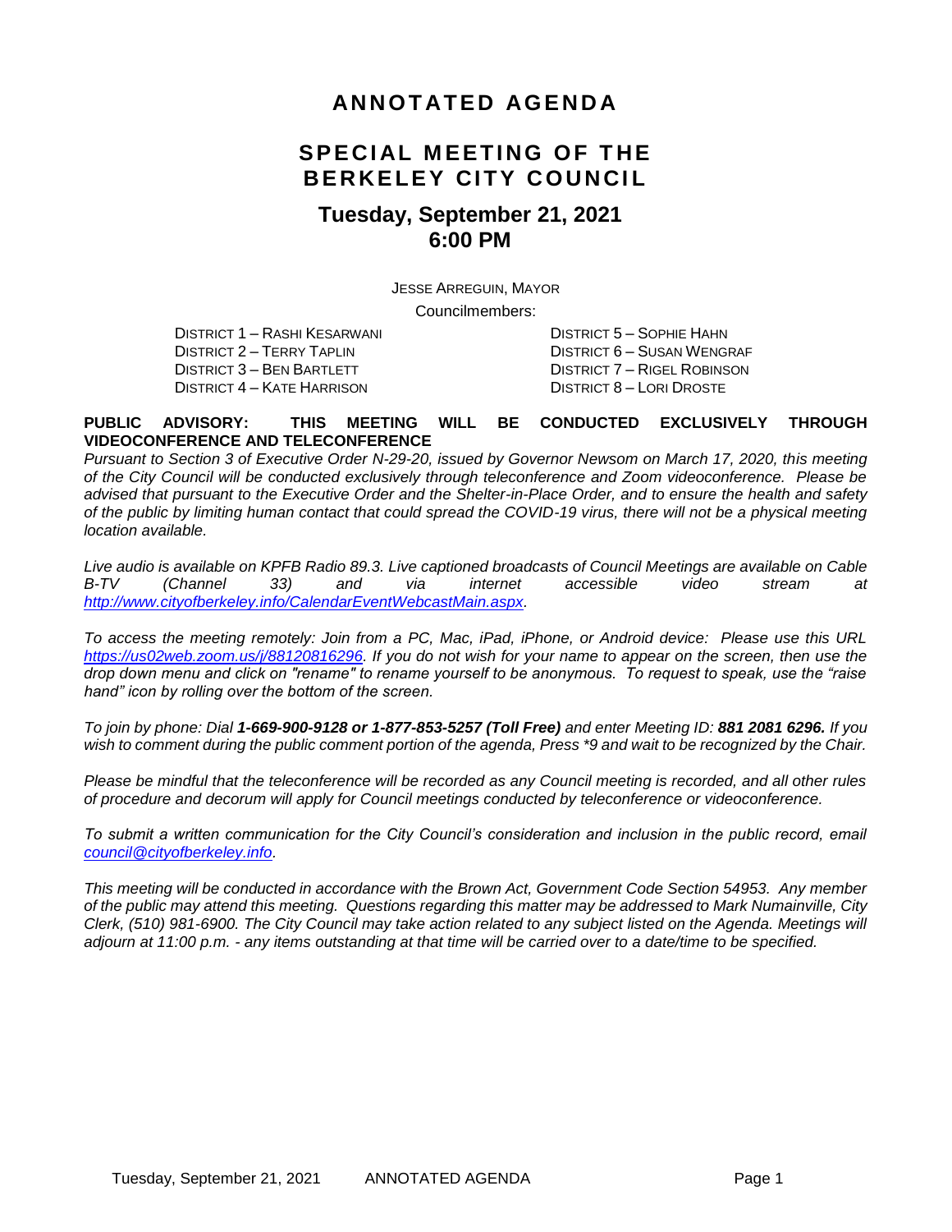# ANNOTATED AGENDA

## SPECIAL MEETING OF THE BERKELEY CITY COUNCIL

### Tuesday, September 21, 2021
### 6:00 PM

JESSE ARREGUIN, MAYOR

Councilmembers:

DISTRICT 1 – RASHI KESARWANI
DISTRICT 2 – TERRY TAPLIN
DISTRICT 3 – BEN BARTLETT
DISTRICT 4 – KATE HARRISON
DISTRICT 5 – SOPHIE HAHN
DISTRICT 6 – SUSAN WENGRAF
DISTRICT 7 – RIGEL ROBINSON
DISTRICT 8 – LORI DROSTE

**PUBLIC ADVISORY: THIS MEETING WILL BE CONDUCTED EXCLUSIVELY THROUGH VIDEOCONFERENCE AND TELECONFERENCE**

*Pursuant to Section 3 of Executive Order N-29-20, issued by Governor Newsom on March 17, 2020, this meeting of the City Council will be conducted exclusively through teleconference and Zoom videoconference. Please be advised that pursuant to the Executive Order and the Shelter-in-Place Order, and to ensure the health and safety of the public by limiting human contact that could spread the COVID-19 virus, there will not be a physical meeting location available.*

*Live audio is available on KPFB Radio 89.3. Live captioned broadcasts of Council Meetings are available on Cable B-TV (Channel 33) and via internet accessible video stream at http://www.cityofberkeley.info/CalendarEventWebcastMain.aspx.*

*To access the meeting remotely: Join from a PC, Mac, iPad, iPhone, or Android device: Please use this URL https://us02web.zoom.us/j/88120816296. If you do not wish for your name to appear on the screen, then use the drop down menu and click on "rename" to rename yourself to be anonymous. To request to speak, use the "raise hand" icon by rolling over the bottom of the screen.*

*To join by phone: Dial **1-669-900-9128 or 1-877-853-5257 (Toll Free)** and enter Meeting ID: **881 2081 6296.** If you wish to comment during the public comment portion of the agenda, Press \*9 and wait to be recognized by the Chair.*

*Please be mindful that the teleconference will be recorded as any Council meeting is recorded, and all other rules of procedure and decorum will apply for Council meetings conducted by teleconference or videoconference.*

*To submit a written communication for the City Council's consideration and inclusion in the public record, email council@cityofberkeley.info.*

*This meeting will be conducted in accordance with the Brown Act, Government Code Section 54953. Any member of the public may attend this meeting. Questions regarding this matter may be addressed to Mark Numainville, City Clerk, (510) 981-6900. The City Council may take action related to any subject listed on the Agenda. Meetings will adjourn at 11:00 p.m. - any items outstanding at that time will be carried over to a date/time to be specified.*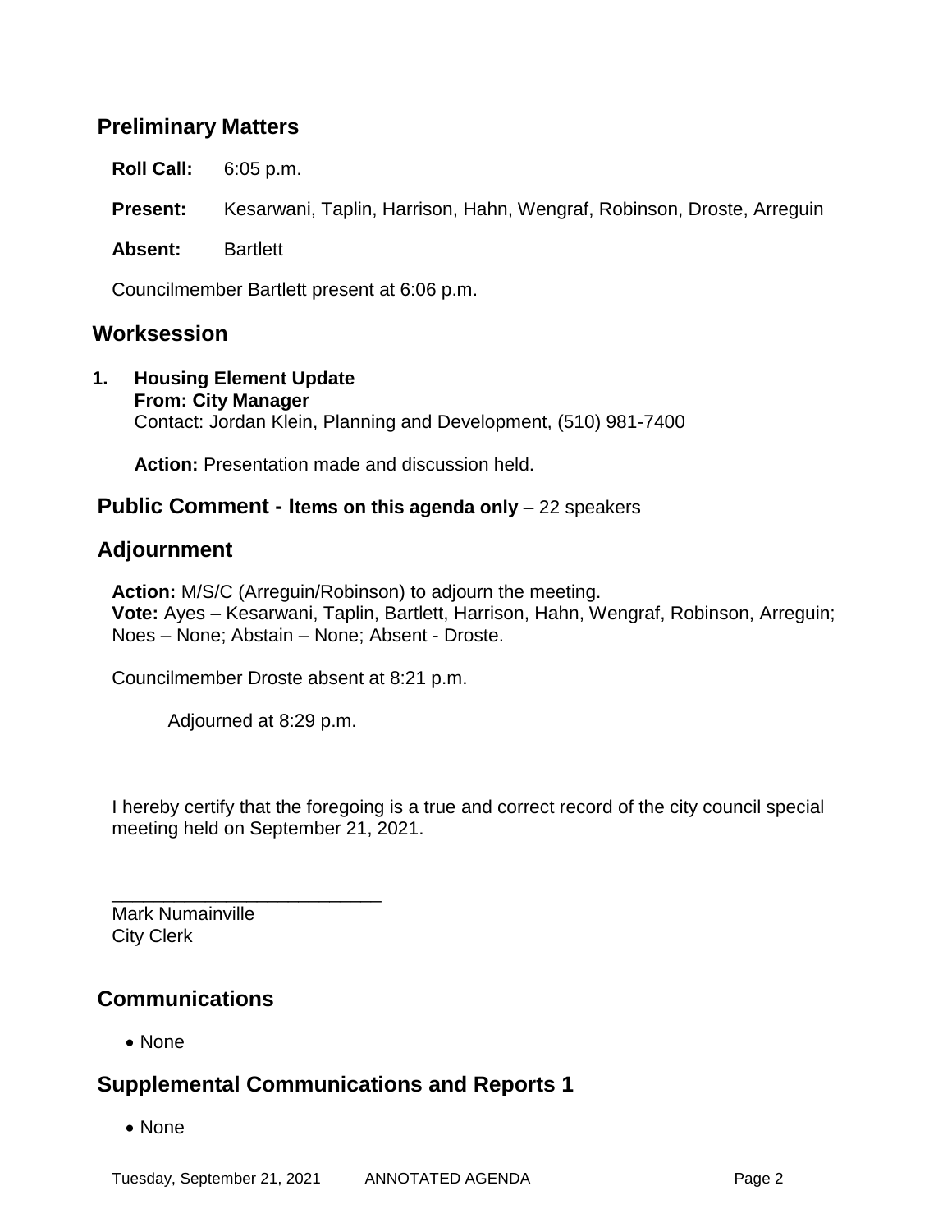## Preliminary Matters

**Roll Call:** 6:05 p.m.

**Present:** Kesarwani, Taplin, Harrison, Hahn, Wengraf, Robinson, Droste, Arreguin

**Absent:** Bartlett

Councilmember Bartlett present at 6:06 p.m.

## Worksession

**1. Housing Element Update**
**From: City Manager**
Contact: Jordan Klein, Planning and Development, (510) 981-7400

**Action:** Presentation made and discussion held.

## Public Comment - Items on this agenda only – 22 speakers

## Adjournment

**Action:** M/S/C (Arreguin/Robinson) to adjourn the meeting.
**Vote:** Ayes – Kesarwani, Taplin, Bartlett, Harrison, Hahn, Wengraf, Robinson, Arreguin; Noes – None; Abstain – None; Absent - Droste.

Councilmember Droste absent at 8:21 p.m.

Adjourned at 8:29 p.m.

I hereby certify that the foregoing is a true and correct record of the city council special meeting held on September 21, 2021.

___________________________
Mark Numainville
City Clerk

## Communications

- None

## Supplemental Communications and Reports 1

- None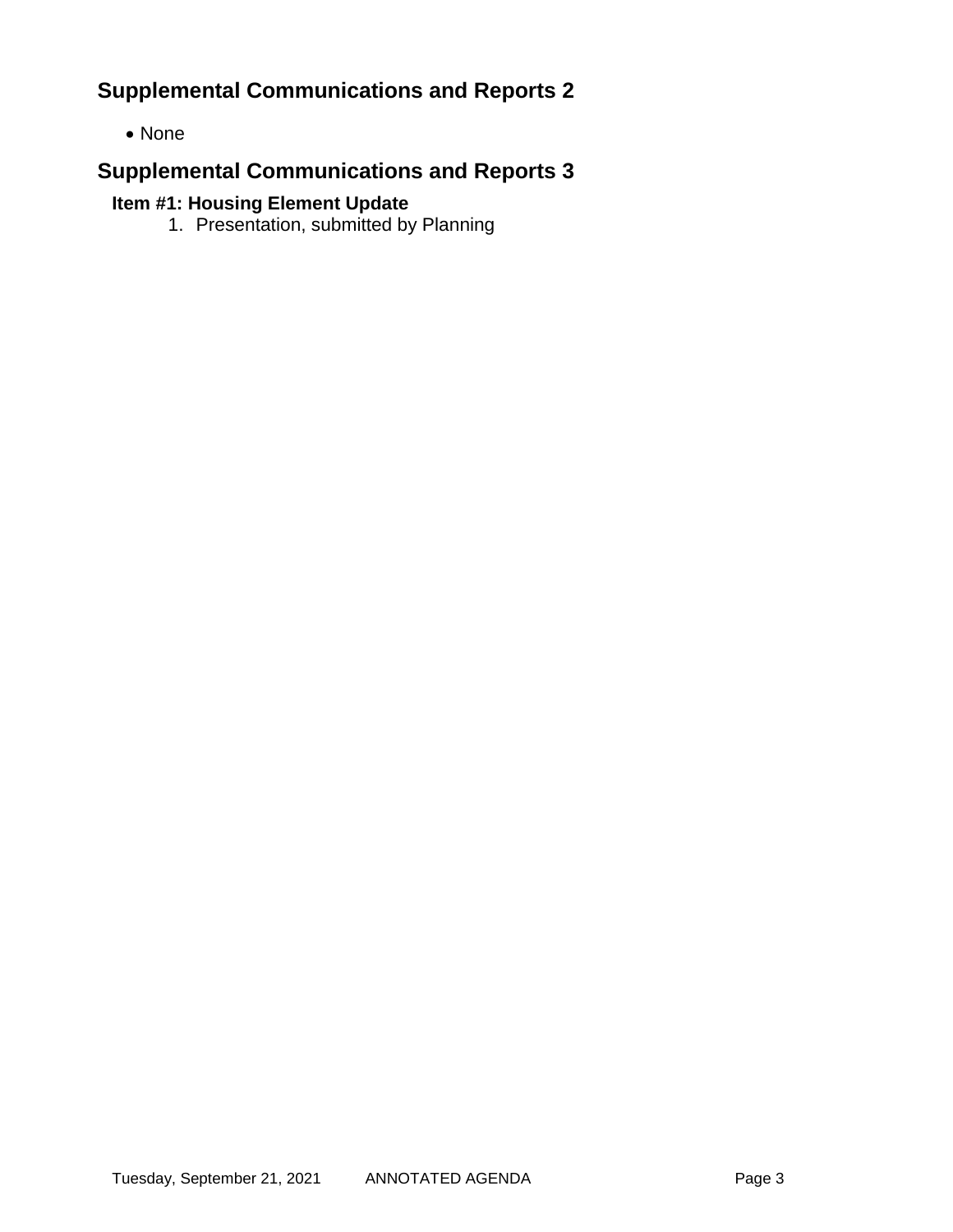## Supplemental Communications and Reports 2

- None

## Supplemental Communications and Reports 3

### Item #1: Housing Element Update

1. Presentation, submitted by Planning